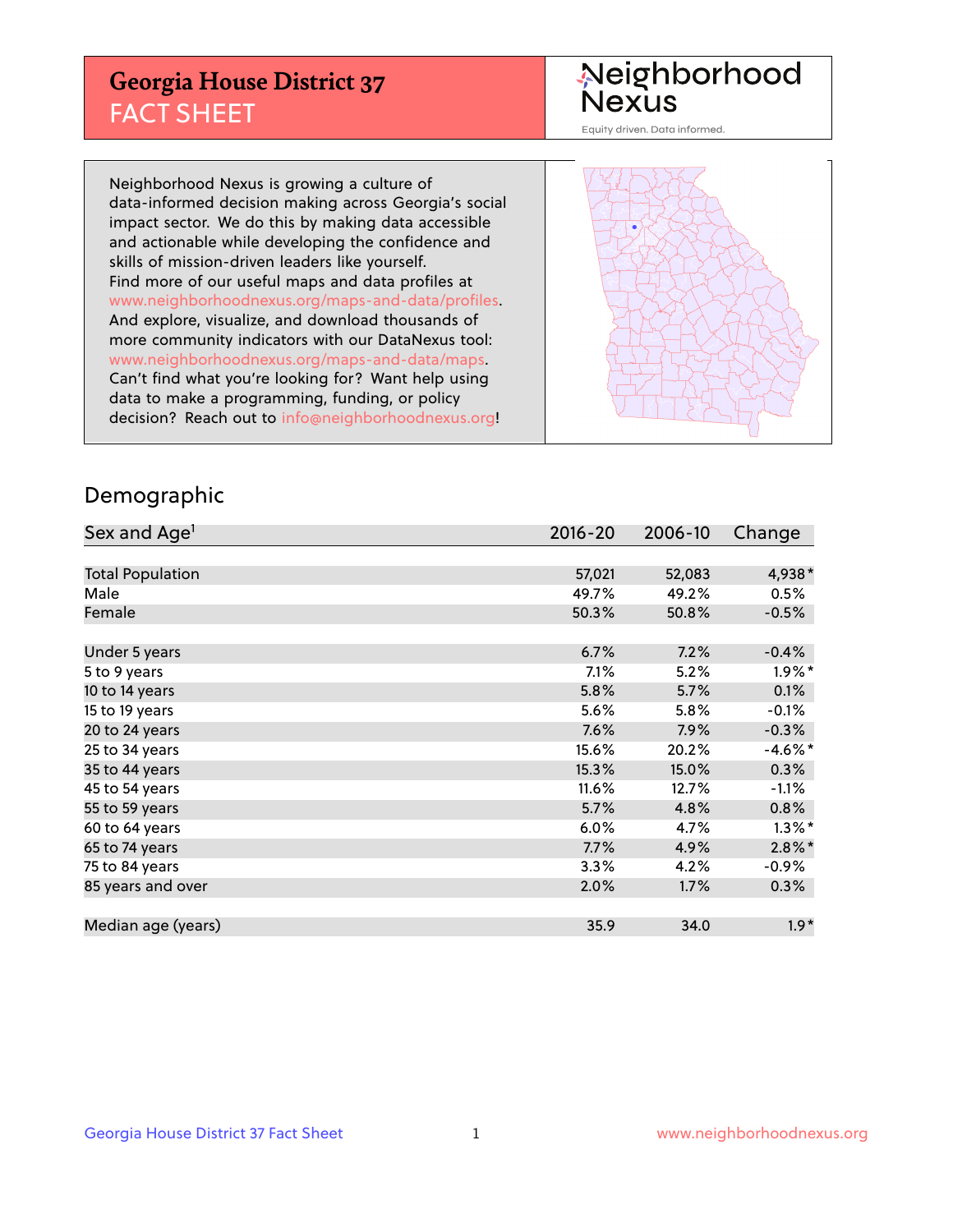# Georgia House District 37
## FACT SHEET

Neighborhood Nexus
Equity driven. Data informed.

Neighborhood Nexus is growing a culture of data-informed decision making across Georgia's social impact sector. We do this by making data accessible and actionable while developing the confidence and skills of mission-driven leaders like yourself. Find more of our useful maps and data profiles at www.neighborhoodnexus.org/maps-and-data/profiles. And explore, visualize, and download thousands of more community indicators with our DataNexus tool: www.neighborhoodnexus.org/maps-and-data/maps. Can't find what you're looking for? Want help using data to make a programming, funding, or policy decision? Reach out to info@neighborhoodnexus.org!

## Demographic

| Sex and Age[1] | 2016-20 | 2006-10 | Change |
|---|---|---|---|
| Total Population | 57,021 | 52,083 | 4,938* |
| Male | 49.7% | 49.2% | 0.5% |
| Female | 50.3% | 50.8% | -0.5% |
| | | | |
| Under 5 years | 6.7% | 7.2% | -0.4% |
| 5 to 9 years | 7.1% | 5.2% | 1.9%* |
| 10 to 14 years | 5.8% | 5.7% | 0.1% |
| 15 to 19 years | 5.6% | 5.8% | -0.1% |
| 20 to 24 years | 7.6% | 7.9% | -0.3% |
| 25 to 34 years | 15.6% | 20.2% | -4.6%* |
| 35 to 44 years | 15.3% | 15.0% | 0.3% |
| 45 to 54 years | 11.6% | 12.7% | -1.1% |
| 55 to 59 years | 5.7% | 4.8% | 0.8% |
| 60 to 64 years | 6.0% | 4.7% | 1.3%* |
| 65 to 74 years | 7.7% | 4.9% | 2.8%* |
| 75 to 84 years | 3.3% | 4.2% | -0.9% |
| 85 years and over | 2.0% | 1.7% | 0.3% |
| | | | |
| Median age (years) | 35.9 | 34.0 | 1.9* |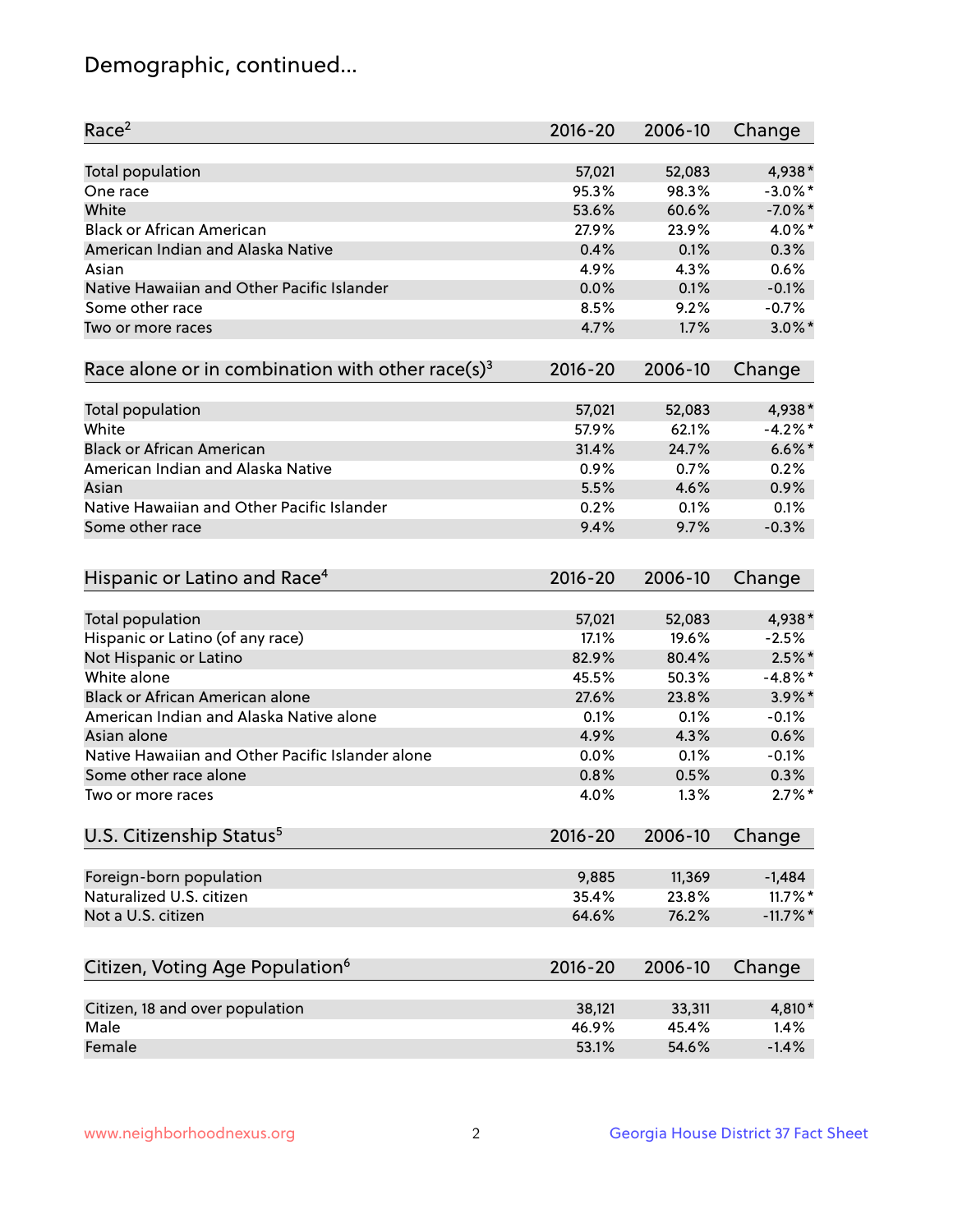# Demographic, continued...

| Race[2] | 2016-20 | 2006-10 | Change |
|---|---|---|---|
| Total population | 57,021 | 52,083 | 4,938* |
| One race | 95.3% | 98.3% | -3.0%* |
| White | 53.6% | 60.6% | -7.0%* |
| Black or African American | 27.9% | 23.9% | 4.0%* |
| American Indian and Alaska Native | 0.4% | 0.1% | 0.3% |
| Asian | 4.9% | 4.3% | 0.6% |
| Native Hawaiian and Other Pacific Islander | 0.0% | 0.1% | -0.1% |
| Some other race | 8.5% | 9.2% | -0.7% |
| Two or more races | 4.7% | 1.7% | 3.0%* |

| Race alone or in combination with other race(s)[3] | 2016-20 | 2006-10 | Change |
|---|---|---|---|
| Total population | 57,021 | 52,083 | 4,938* |
| White | 57.9% | 62.1% | -4.2%* |
| Black or African American | 31.4% | 24.7% | 6.6%* |
| American Indian and Alaska Native | 0.9% | 0.7% | 0.2% |
| Asian | 5.5% | 4.6% | 0.9% |
| Native Hawaiian and Other Pacific Islander | 0.2% | 0.1% | 0.1% |
| Some other race | 9.4% | 9.7% | -0.3% |

| Hispanic or Latino and Race[4] | 2016-20 | 2006-10 | Change |
|---|---|---|---|
| Total population | 57,021 | 52,083 | 4,938* |
| Hispanic or Latino (of any race) | 17.1% | 19.6% | -2.5% |
| Not Hispanic or Latino | 82.9% | 80.4% | 2.5%* |
| White alone | 45.5% | 50.3% | -4.8%* |
| Black or African American alone | 27.6% | 23.8% | 3.9%* |
| American Indian and Alaska Native alone | 0.1% | 0.1% | -0.1% |
| Asian alone | 4.9% | 4.3% | 0.6% |
| Native Hawaiian and Other Pacific Islander alone | 0.0% | 0.1% | -0.1% |
| Some other race alone | 0.8% | 0.5% | 0.3% |
| Two or more races | 4.0% | 1.3% | 2.7%* |

| U.S. Citizenship Status[5] | 2016-20 | 2006-10 | Change |
|---|---|---|---|
| Foreign-born population | 9,885 | 11,369 | -1,484 |
| Naturalized U.S. citizen | 35.4% | 23.8% | 11.7%* |
| Not a U.S. citizen | 64.6% | 76.2% | -11.7%* |

| Citizen, Voting Age Population[6] | 2016-20 | 2006-10 | Change |
|---|---|---|---|
| Citizen, 18 and over population | 38,121 | 33,311 | 4,810* |
| Male | 46.9% | 45.4% | 1.4% |
| Female | 53.1% | 54.6% | -1.4% |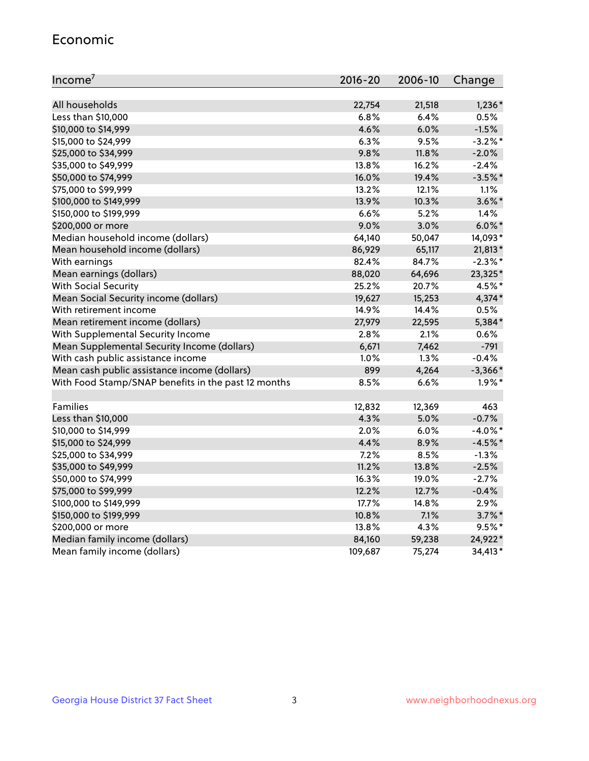## Economic

| Income[7] | 2016-20 | 2006-10 | Change |
|---|---|---|---|
| All households | 22,754 | 21,518 | 1,236* |
| Less than $10,000 | 6.8% | 6.4% | 0.5% |
| $10,000 to $14,999 | 4.6% | 6.0% | -1.5% |
| $15,000 to $24,999 | 6.3% | 9.5% | -3.2%* |
| $25,000 to $34,999 | 9.8% | 11.8% | -2.0% |
| $35,000 to $49,999 | 13.8% | 16.2% | -2.4% |
| $50,000 to $74,999 | 16.0% | 19.4% | -3.5%* |
| $75,000 to $99,999 | 13.2% | 12.1% | 1.1% |
| $100,000 to $149,999 | 13.9% | 10.3% | 3.6%* |
| $150,000 to $199,999 | 6.6% | 5.2% | 1.4% |
| $200,000 or more | 9.0% | 3.0% | 6.0%* |
| Median household income (dollars) | 64,140 | 50,047 | 14,093* |
| Mean household income (dollars) | 86,929 | 65,117 | 21,813* |
| With earnings | 82.4% | 84.7% | -2.3%* |
| Mean earnings (dollars) | 88,020 | 64,696 | 23,325* |
| With Social Security | 25.2% | 20.7% | 4.5%* |
| Mean Social Security income (dollars) | 19,627 | 15,253 | 4,374* |
| With retirement income | 14.9% | 14.4% | 0.5% |
| Mean retirement income (dollars) | 27,979 | 22,595 | 5,384* |
| With Supplemental Security Income | 2.8% | 2.1% | 0.6% |
| Mean Supplemental Security Income (dollars) | 6,671 | 7,462 | -791 |
| With cash public assistance income | 1.0% | 1.3% | -0.4% |
| Mean cash public assistance income (dollars) | 899 | 4,264 | -3,366* |
| With Food Stamp/SNAP benefits in the past 12 months | 8.5% | 6.6% | 1.9%* |
| | | | |
| Families | 12,832 | 12,369 | 463 |
| Less than $10,000 | 4.3% | 5.0% | -0.7% |
| $10,000 to $14,999 | 2.0% | 6.0% | -4.0%* |
| $15,000 to $24,999 | 4.4% | 8.9% | -4.5%* |
| $25,000 to $34,999 | 7.2% | 8.5% | -1.3% |
| $35,000 to $49,999 | 11.2% | 13.8% | -2.5% |
| $50,000 to $74,999 | 16.3% | 19.0% | -2.7% |
| $75,000 to $99,999 | 12.2% | 12.7% | -0.4% |
| $100,000 to $149,999 | 17.7% | 14.8% | 2.9% |
| $150,000 to $199,999 | 10.8% | 7.1% | 3.7%* |
| $200,000 or more | 13.8% | 4.3% | 9.5%* |
| Median family income (dollars) | 84,160 | 59,238 | 24,922* |
| Mean family income (dollars) | 109,687 | 75,274 | 34,413* |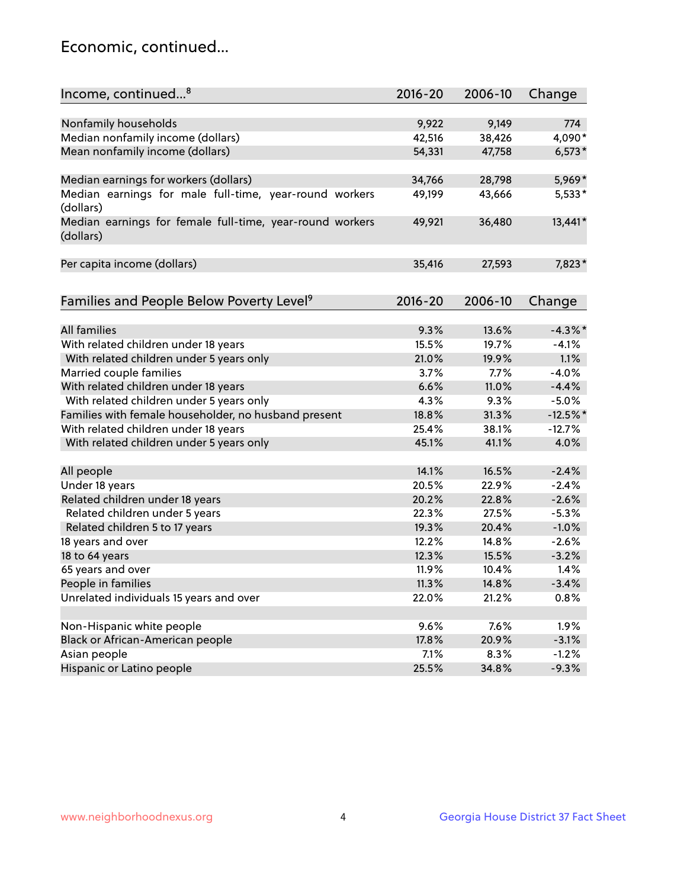## Economic, continued...

| Income, continued...[8] | 2016-20 | 2006-10 | Change |
|---|---|---|---|
| Nonfamily households | 9,922 | 9,149 | 774 |
| Median nonfamily income (dollars) | 42,516 | 38,426 | 4,090* |
| Mean nonfamily income (dollars) | 54,331 | 47,758 | 6,573* |
| Median earnings for workers (dollars) | 34,766 | 28,798 | 5,969* |
| Median earnings for male full-time, year-round workers (dollars) | 49,199 | 43,666 | 5,533* |
| Median earnings for female full-time, year-round workers (dollars) | 49,921 | 36,480 | 13,441* |
| Per capita income (dollars) | 35,416 | 27,593 | 7,823* |

| Families and People Below Poverty Level[9] | 2016-20 | 2006-10 | Change |
|---|---|---|---|
| All families | 9.3% | 13.6% | -4.3%* |
| With related children under 18 years | 15.5% | 19.7% | -4.1% |
| With related children under 5 years only | 21.0% | 19.9% | 1.1% |
| Married couple families | 3.7% | 7.7% | -4.0% |
| With related children under 18 years | 6.6% | 11.0% | -4.4% |
| With related children under 5 years only | 4.3% | 9.3% | -5.0% |
| Families with female householder, no husband present | 18.8% | 31.3% | -12.5%* |
| With related children under 18 years | 25.4% | 38.1% | -12.7% |
| With related children under 5 years only | 45.1% | 41.1% | 4.0% |
| All people | 14.1% | 16.5% | -2.4% |
| Under 18 years | 20.5% | 22.9% | -2.4% |
| Related children under 18 years | 20.2% | 22.8% | -2.6% |
| Related children under 5 years | 22.3% | 27.5% | -5.3% |
| Related children 5 to 17 years | 19.3% | 20.4% | -1.0% |
| 18 years and over | 12.2% | 14.8% | -2.6% |
| 18 to 64 years | 12.3% | 15.5% | -3.2% |
| 65 years and over | 11.9% | 10.4% | 1.4% |
| People in families | 11.3% | 14.8% | -3.4% |
| Unrelated individuals 15 years and over | 22.0% | 21.2% | 0.8% |
| Non-Hispanic white people | 9.6% | 7.6% | 1.9% |
| Black or African-American people | 17.8% | 20.9% | -3.1% |
| Asian people | 7.1% | 8.3% | -1.2% |
| Hispanic or Latino people | 25.5% | 34.8% | -9.3% |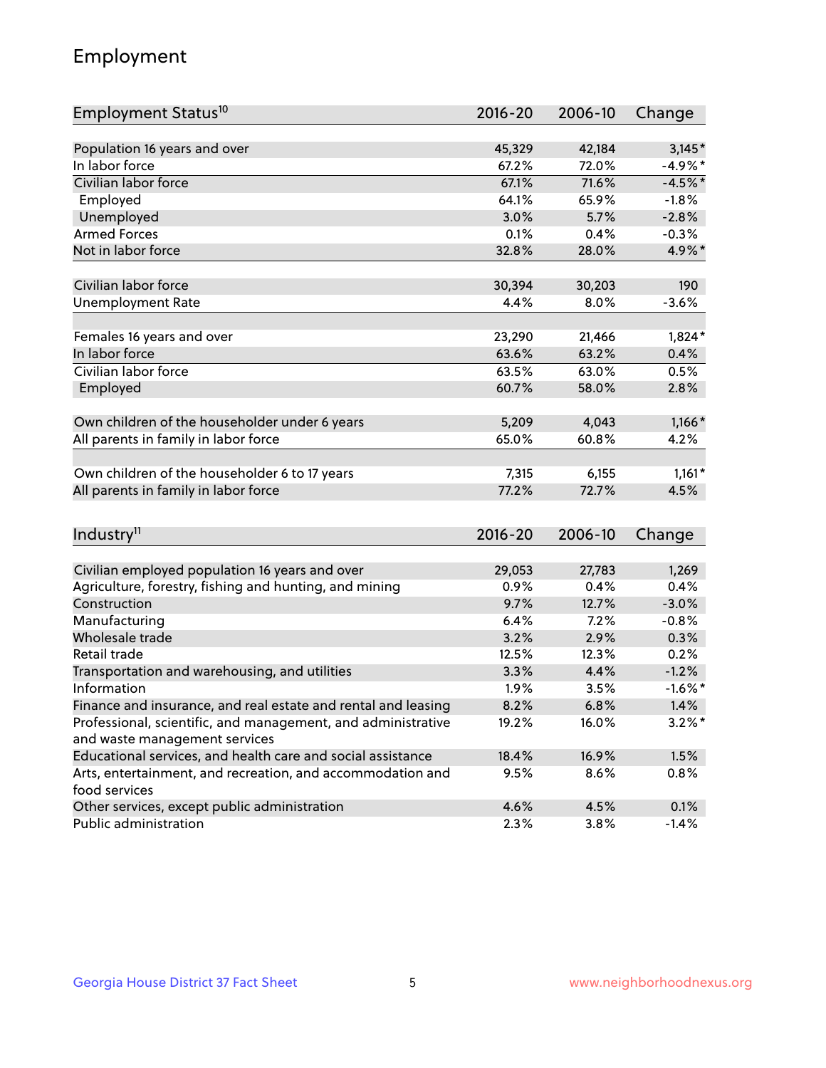## Employment

| Employment Status[10] | 2016-20 | 2006-10 | Change |
|---|---|---|---|
| Population 16 years and over | 45,329 | 42,184 | 3,145* |
| In labor force | 67.2% | 72.0% | -4.9%* |
| Civilian labor force | 67.1% | 71.6% | -4.5%* |
| Employed | 64.1% | 65.9% | -1.8% |
| Unemployed | 3.0% | 5.7% | -2.8% |
| Armed Forces | 0.1% | 0.4% | -0.3% |
| Not in labor force | 32.8% | 28.0% | 4.9%* |
| | | | |
| Civilian labor force | 30,394 | 30,203 | 190 |
| Unemployment Rate | 4.4% | 8.0% | -3.6% |
| | | | |
| Females 16 years and over | 23,290 | 21,466 | 1,824* |
| In labor force | 63.6% | 63.2% | 0.4% |
| Civilian labor force | 63.5% | 63.0% | 0.5% |
| Employed | 60.7% | 58.0% | 2.8% |
| | | | |
| Own children of the householder under 6 years | 5,209 | 4,043 | 1,166* |
| All parents in family in labor force | 65.0% | 60.8% | 4.2% |
| | | | |
| Own children of the householder 6 to 17 years | 7,315 | 6,155 | 1,161* |
| All parents in family in labor force | 77.2% | 72.7% | 4.5% |

| Industry[11] | 2016-20 | 2006-10 | Change |
|---|---|---|---|
| Civilian employed population 16 years and over | 29,053 | 27,783 | 1,269 |
| Agriculture, forestry, fishing and hunting, and mining | 0.9% | 0.4% | 0.4% |
| Construction | 9.7% | 12.7% | -3.0% |
| Manufacturing | 6.4% | 7.2% | -0.8% |
| Wholesale trade | 3.2% | 2.9% | 0.3% |
| Retail trade | 12.5% | 12.3% | 0.2% |
| Transportation and warehousing, and utilities | 3.3% | 4.4% | -1.2% |
| Information | 1.9% | 3.5% | -1.6%* |
| Finance and insurance, and real estate and rental and leasing | 8.2% | 6.8% | 1.4% |
| Professional, scientific, and management, and administrative and waste management services | 19.2% | 16.0% | 3.2%* |
| Educational services, and health care and social assistance | 18.4% | 16.9% | 1.5% |
| Arts, entertainment, and recreation, and accommodation and food services | 9.5% | 8.6% | 0.8% |
| Other services, except public administration | 4.6% | 4.5% | 0.1% |
| Public administration | 2.3% | 3.8% | -1.4% |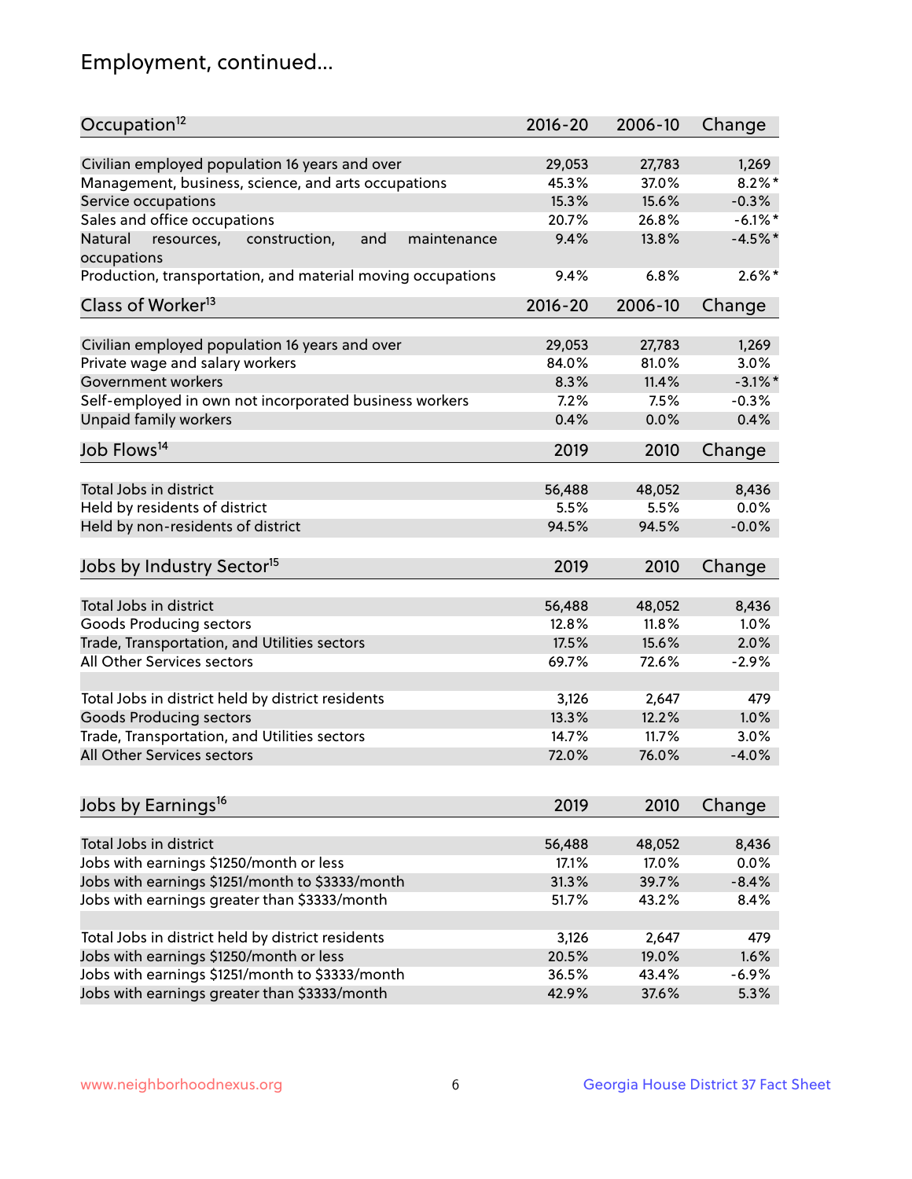# Employment, continued...

| Occupation[12] | 2016-20 | 2006-10 | Change |
|---|---|---|---|
| Civilian employed population 16 years and over | 29,053 | 27,783 | 1,269 |
| Management, business, science, and arts occupations | 45.3% | 37.0% | 8.2%* |
| Service occupations | 15.3% | 15.6% | -0.3% |
| Sales and office occupations | 20.7% | 26.8% | -6.1%* |
| Natural resources, construction, and maintenance occupations | 9.4% | 13.8% | -4.5%* |
| Production, transportation, and material moving occupations | 9.4% | 6.8% | 2.6%* |

| Class of Worker[13] | 2016-20 | 2006-10 | Change |
|---|---|---|---|
| Civilian employed population 16 years and over | 29,053 | 27,783 | 1,269 |
| Private wage and salary workers | 84.0% | 81.0% | 3.0% |
| Government workers | 8.3% | 11.4% | -3.1%* |
| Self-employed in own not incorporated business workers | 7.2% | 7.5% | -0.3% |
| Unpaid family workers | 0.4% | 0.0% | 0.4% |

| Job Flows[14] | 2019 | 2010 | Change |
|---|---|---|---|
| Total Jobs in district | 56,488 | 48,052 | 8,436 |
| Held by residents of district | 5.5% | 5.5% | 0.0% |
| Held by non-residents of district | 94.5% | 94.5% | -0.0% |

| Jobs by Industry Sector[15] | 2019 | 2010 | Change |
|---|---|---|---|
| Total Jobs in district | 56,488 | 48,052 | 8,436 |
| Goods Producing sectors | 12.8% | 11.8% | 1.0% |
| Trade, Transportation, and Utilities sectors | 17.5% | 15.6% | 2.0% |
| All Other Services sectors | 69.7% | 72.6% | -2.9% |
| | | | |
| Total Jobs in district held by district residents | 3,126 | 2,647 | 479 |
| Goods Producing sectors | 13.3% | 12.2% | 1.0% |
| Trade, Transportation, and Utilities sectors | 14.7% | 11.7% | 3.0% |
| All Other Services sectors | 72.0% | 76.0% | -4.0% |

| Jobs by Earnings[16] | 2019 | 2010 | Change |
|---|---|---|---|
| Total Jobs in district | 56,488 | 48,052 | 8,436 |
| Jobs with earnings $1250/month or less | 17.1% | 17.0% | 0.0% |
| Jobs with earnings $1251/month to $3333/month | 31.3% | 39.7% | -8.4% |
| Jobs with earnings greater than $3333/month | 51.7% | 43.2% | 8.4% |
| | | | |
| Total Jobs in district held by district residents | 3,126 | 2,647 | 479 |
| Jobs with earnings $1250/month or less | 20.5% | 19.0% | 1.6% |
| Jobs with earnings $1251/month to $3333/month | 36.5% | 43.4% | -6.9% |
| Jobs with earnings greater than $3333/month | 42.9% | 37.6% | 5.3% |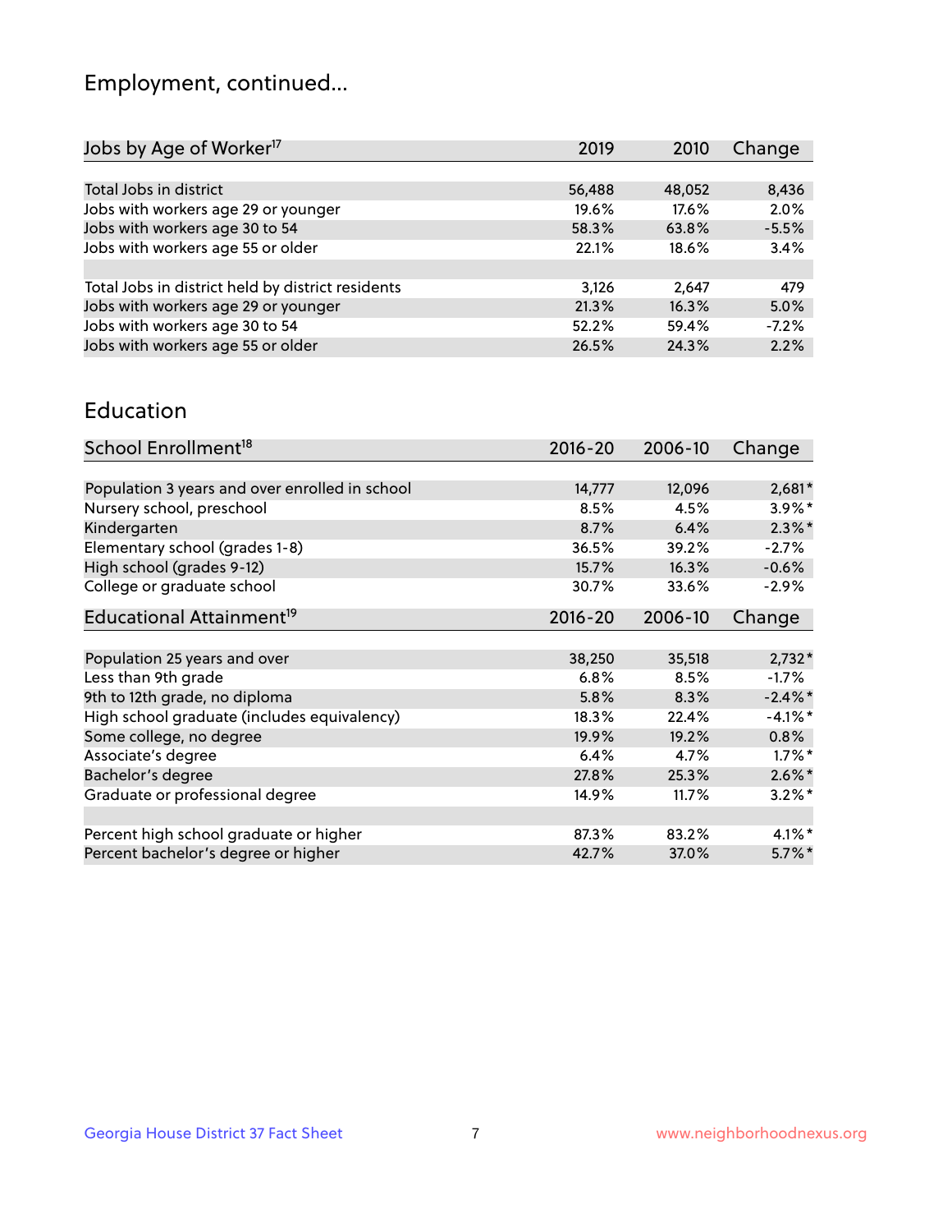# Employment, continued...

| Jobs by Age of Worker[17] | 2019 | 2010 | Change |
|---|---|---|---|
| Total Jobs in district | 56,488 | 48,052 | 8,436 |
| Jobs with workers age 29 or younger | 19.6% | 17.6% | 2.0% |
| Jobs with workers age 30 to 54 | 58.3% | 63.8% | -5.5% |
| Jobs with workers age 55 or older | 22.1% | 18.6% | 3.4% |
| | | | |
| Total Jobs in district held by district residents | 3,126 | 2,647 | 479 |
| Jobs with workers age 29 or younger | 21.3% | 16.3% | 5.0% |
| Jobs with workers age 30 to 54 | 52.2% | 59.4% | -7.2% |
| Jobs with workers age 55 or older | 26.5% | 24.3% | 2.2% |

## Education

| School Enrollment[18] | 2016-20 | 2006-10 | Change |
|---|---|---|---|
| Population 3 years and over enrolled in school | 14,777 | 12,096 | 2,681* |
| Nursery school, preschool | 8.5% | 4.5% | 3.9%* |
| Kindergarten | 8.7% | 6.4% | 2.3%* |
| Elementary school (grades 1-8) | 36.5% | 39.2% | -2.7% |
| High school (grades 9-12) | 15.7% | 16.3% | -0.6% |
| College or graduate school | 30.7% | 33.6% | -2.9% |

| Educational Attainment[19] | 2016-20 | 2006-10 | Change |
|---|---|---|---|
| Population 25 years and over | 38,250 | 35,518 | 2,732* |
| Less than 9th grade | 6.8% | 8.5% | -1.7% |
| 9th to 12th grade, no diploma | 5.8% | 8.3% | -2.4%* |
| High school graduate (includes equivalency) | 18.3% | 22.4% | -4.1%* |
| Some college, no degree | 19.9% | 19.2% | 0.8% |
| Associate's degree | 6.4% | 4.7% | 1.7%* |
| Bachelor's degree | 27.8% | 25.3% | 2.6%* |
| Graduate or professional degree | 14.9% | 11.7% | 3.2%* |
| | | | |
| Percent high school graduate or higher | 87.3% | 83.2% | 4.1%* |
| Percent bachelor's degree or higher | 42.7% | 37.0% | 5.7%* |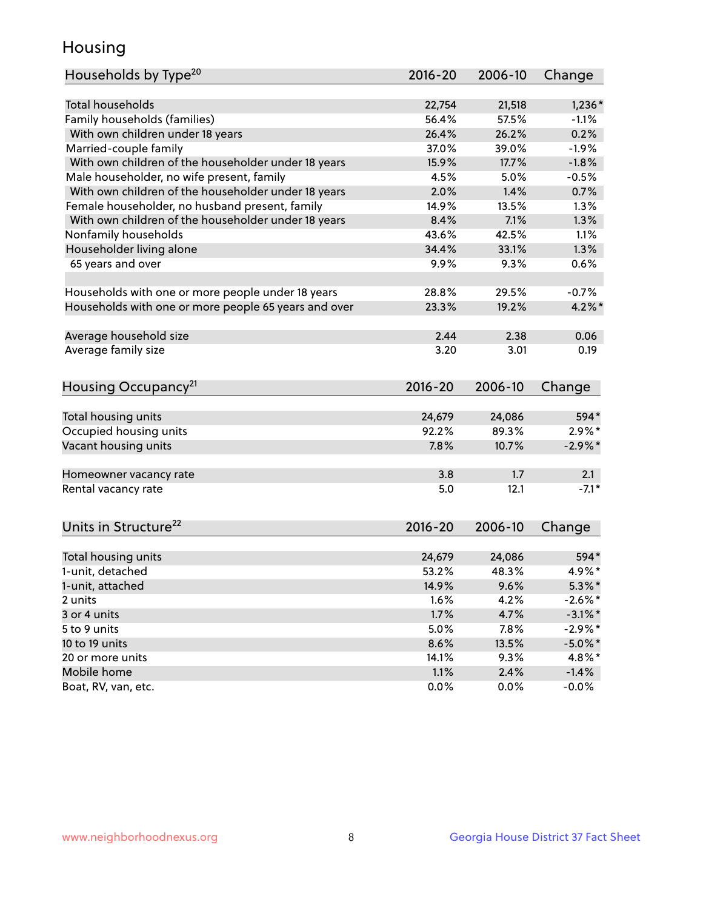## Housing

| Households by Type[20] | 2016-20 | 2006-10 | Change |
|---|---|---|---|
| Total households | 22,754 | 21,518 | 1,236* |
| Family households (families) | 56.4% | 57.5% | -1.1% |
| With own children under 18 years | 26.4% | 26.2% | 0.2% |
| Married-couple family | 37.0% | 39.0% | -1.9% |
| With own children of the householder under 18 years | 15.9% | 17.7% | -1.8% |
| Male householder, no wife present, family | 4.5% | 5.0% | -0.5% |
| With own children of the householder under 18 years | 2.0% | 1.4% | 0.7% |
| Female householder, no husband present, family | 14.9% | 13.5% | 1.3% |
| With own children of the householder under 18 years | 8.4% | 7.1% | 1.3% |
| Nonfamily households | 43.6% | 42.5% | 1.1% |
| Householder living alone | 34.4% | 33.1% | 1.3% |
| 65 years and over | 9.9% | 9.3% | 0.6% |
| | | | |
| Households with one or more people under 18 years | 28.8% | 29.5% | -0.7% |
| Households with one or more people 65 years and over | 23.3% | 19.2% | 4.2%* |
| | | | |
| Average household size | 2.44 | 2.38 | 0.06 |
| Average family size | 3.20 | 3.01 | 0.19 |

| Housing Occupancy[21] | 2016-20 | 2006-10 | Change |
|---|---|---|---|
| Total housing units | 24,679 | 24,086 | 594* |
| Occupied housing units | 92.2% | 89.3% | 2.9%* |
| Vacant housing units | 7.8% | 10.7% | -2.9%* |
| | | | |
| Homeowner vacancy rate | 3.8 | 1.7 | 2.1 |
| Rental vacancy rate | 5.0 | 12.1 | -7.1* |

| Units in Structure[22] | 2016-20 | 2006-10 | Change |
|---|---|---|---|
| Total housing units | 24,679 | 24,086 | 594* |
| 1-unit, detached | 53.2% | 48.3% | 4.9%* |
| 1-unit, attached | 14.9% | 9.6% | 5.3%* |
| 2 units | 1.6% | 4.2% | -2.6%* |
| 3 or 4 units | 1.7% | 4.7% | -3.1%* |
| 5 to 9 units | 5.0% | 7.8% | -2.9%* |
| 10 to 19 units | 8.6% | 13.5% | -5.0%* |
| 20 or more units | 14.1% | 9.3% | 4.8%* |
| Mobile home | 1.1% | 2.4% | -1.4% |
| Boat, RV, van, etc. | 0.0% | 0.0% | -0.0% |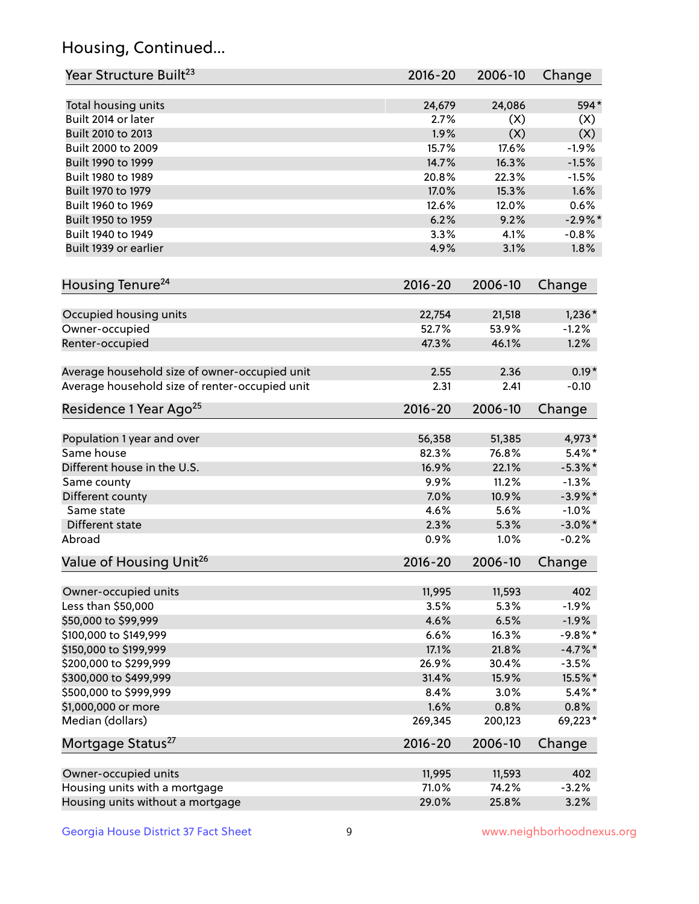## Housing, Continued...

| Year Structure Built[23] | 2016-20 | 2006-10 | Change |
|---|---|---|---|
| Total housing units | 24,679 | 24,086 | 594* |
| Built 2014 or later | 2.7% | (X) | (X) |
| Built 2010 to 2013 | 1.9% | (X) | (X) |
| Built 2000 to 2009 | 15.7% | 17.6% | -1.9% |
| Built 1990 to 1999 | 14.7% | 16.3% | -1.5% |
| Built 1980 to 1989 | 20.8% | 22.3% | -1.5% |
| Built 1970 to 1979 | 17.0% | 15.3% | 1.6% |
| Built 1960 to 1969 | 12.6% | 12.0% | 0.6% |
| Built 1950 to 1959 | 6.2% | 9.2% | -2.9%* |
| Built 1940 to 1949 | 3.3% | 4.1% | -0.8% |
| Built 1939 or earlier | 4.9% | 3.1% | 1.8% |

| Housing Tenure[24] | 2016-20 | 2006-10 | Change |
|---|---|---|---|
| Occupied housing units | 22,754 | 21,518 | 1,236* |
| Owner-occupied | 52.7% | 53.9% | -1.2% |
| Renter-occupied | 47.3% | 46.1% | 1.2% |
| Average household size of owner-occupied unit | 2.55 | 2.36 | 0.19* |
| Average household size of renter-occupied unit | 2.31 | 2.41 | -0.10 |

| Residence 1 Year Ago[25] | 2016-20 | 2006-10 | Change |
|---|---|---|---|
| Population 1 year and over | 56,358 | 51,385 | 4,973* |
| Same house | 82.3% | 76.8% | 5.4%* |
| Different house in the U.S. | 16.9% | 22.1% | -5.3%* |
| Same county | 9.9% | 11.2% | -1.3% |
| Different county | 7.0% | 10.9% | -3.9%* |
| Same state | 4.6% | 5.6% | -1.0% |
| Different state | 2.3% | 5.3% | -3.0%* |
| Abroad | 0.9% | 1.0% | -0.2% |

| Value of Housing Unit[26] | 2016-20 | 2006-10 | Change |
|---|---|---|---|
| Owner-occupied units | 11,995 | 11,593 | 402 |
| Less than $50,000 | 3.5% | 5.3% | -1.9% |
| $50,000 to $99,999 | 4.6% | 6.5% | -1.9% |
| $100,000 to $149,999 | 6.6% | 16.3% | -9.8%* |
| $150,000 to $199,999 | 17.1% | 21.8% | -4.7%* |
| $200,000 to $299,999 | 26.9% | 30.4% | -3.5% |
| $300,000 to $499,999 | 31.4% | 15.9% | 15.5%* |
| $500,000 to $999,999 | 8.4% | 3.0% | 5.4%* |
| $1,000,000 or more | 1.6% | 0.8% | 0.8% |
| Median (dollars) | 269,345 | 200,123 | 69,223* |

| Mortgage Status[27] | 2016-20 | 2006-10 | Change |
|---|---|---|---|
| Owner-occupied units | 11,995 | 11,593 | 402 |
| Housing units with a mortgage | 71.0% | 74.2% | -3.2% |
| Housing units without a mortgage | 29.0% | 25.8% | 3.2% |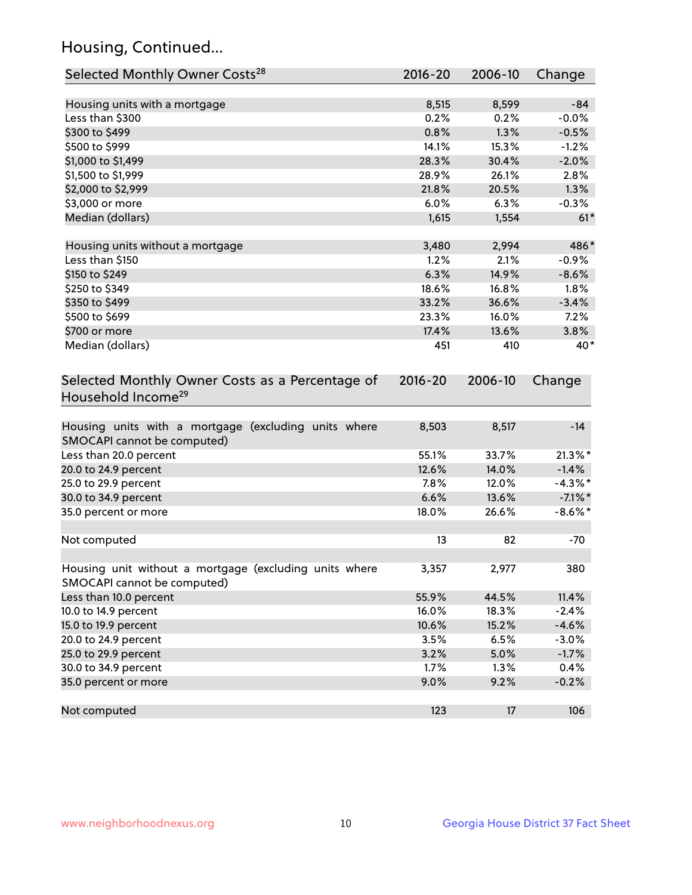## Housing, Continued...

| Selected Monthly Owner Costs[28] | 2016-20 | 2006-10 | Change |
|---|---|---|---|
| Housing units with a mortgage | 8,515 | 8,599 | -84 |
| Less than $300 | 0.2% | 0.2% | -0.0% |
| $300 to $499 | 0.8% | 1.3% | -0.5% |
| $500 to $999 | 14.1% | 15.3% | -1.2% |
| $1,000 to $1,499 | 28.3% | 30.4% | -2.0% |
| $1,500 to $1,999 | 28.9% | 26.1% | 2.8% |
| $2,000 to $2,999 | 21.8% | 20.5% | 1.3% |
| $3,000 or more | 6.0% | 6.3% | -0.3% |
| Median (dollars) | 1,615 | 1,554 | 61* |
| Housing units without a mortgage | 3,480 | 2,994 | 486* |
| Less than $150 | 1.2% | 2.1% | -0.9% |
| $150 to $249 | 6.3% | 14.9% | -8.6% |
| $250 to $349 | 18.6% | 16.8% | 1.8% |
| $350 to $499 | 33.2% | 36.6% | -3.4% |
| $500 to $699 | 23.3% | 16.0% | 7.2% |
| $700 or more | 17.4% | 13.6% | 3.8% |
| Median (dollars) | 451 | 410 | 40* |

| Selected Monthly Owner Costs as a Percentage of Household Income[29] | 2016-20 | 2006-10 | Change |
|---|---|---|---|
| Housing units with a mortgage (excluding units where SMOCAPI cannot be computed) | 8,503 | 8,517 | -14 |
| Less than 20.0 percent | 55.1% | 33.7% | 21.3%* |
| 20.0 to 24.9 percent | 12.6% | 14.0% | -1.4% |
| 25.0 to 29.9 percent | 7.8% | 12.0% | -4.3%* |
| 30.0 to 34.9 percent | 6.6% | 13.6% | -7.1%* |
| 35.0 percent or more | 18.0% | 26.6% | -8.6%* |
| Not computed | 13 | 82 | -70 |
| Housing unit without a mortgage (excluding units where SMOCAPI cannot be computed) | 3,357 | 2,977 | 380 |
| Less than 10.0 percent | 55.9% | 44.5% | 11.4% |
| 10.0 to 14.9 percent | 16.0% | 18.3% | -2.4% |
| 15.0 to 19.9 percent | 10.6% | 15.2% | -4.6% |
| 20.0 to 24.9 percent | 3.5% | 6.5% | -3.0% |
| 25.0 to 29.9 percent | 3.2% | 5.0% | -1.7% |
| 30.0 to 34.9 percent | 1.7% | 1.3% | 0.4% |
| 35.0 percent or more | 9.0% | 9.2% | -0.2% |
| Not computed | 123 | 17 | 106 |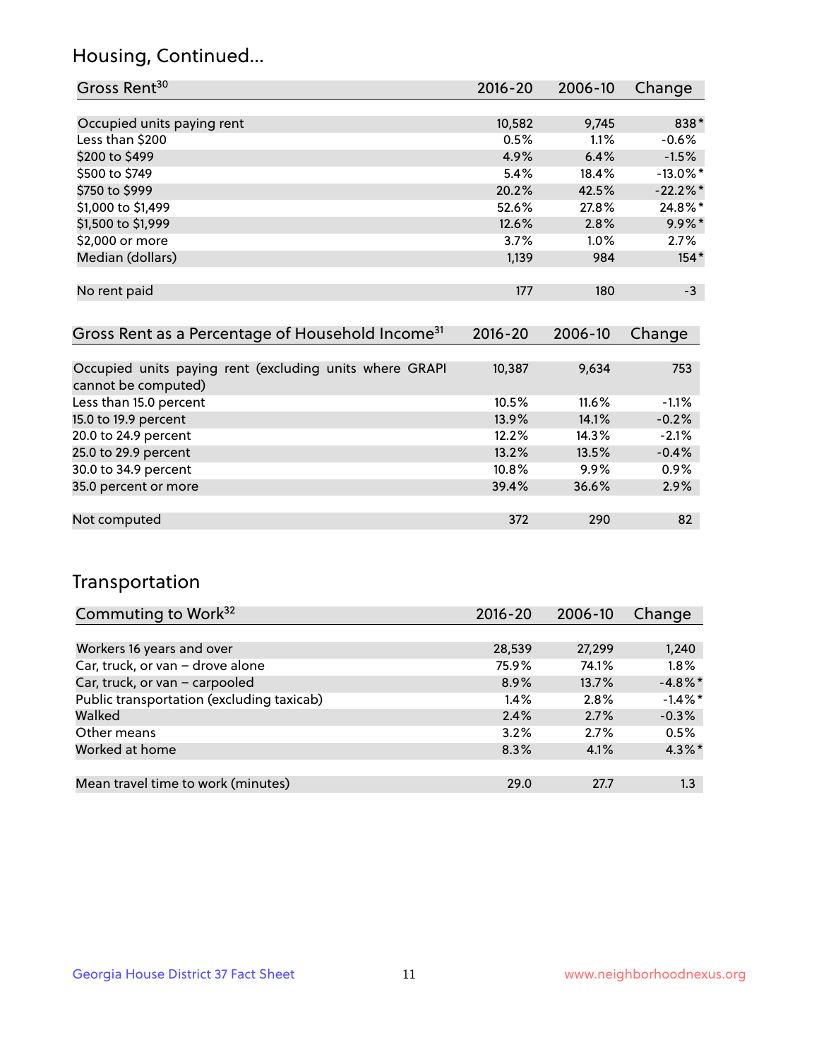## Housing, Continued...

| Gross Rent[30] | 2016-20 | 2006-10 | Change |
|---|---|---|---|
| Occupied units paying rent | 10,582 | 9,745 | 838* |
| Less than $200 | 0.5% | 1.1% | -0.6% |
| $200 to $499 | 4.9% | 6.4% | -1.5% |
| $500 to $749 | 5.4% | 18.4% | -13.0%* |
| $750 to $999 | 20.2% | 42.5% | -22.2%* |
| $1,000 to $1,499 | 52.6% | 27.8% | 24.8%* |
| $1,500 to $1,999 | 12.6% | 2.8% | 9.9%* |
| $2,000 or more | 3.7% | 1.0% | 2.7% |
| Median (dollars) | 1,139 | 984 | 154* |
| No rent paid | 177 | 180 | -3 |

| Gross Rent as a Percentage of Household Income[31] | 2016-20 | 2006-10 | Change |
|---|---|---|---|
| Occupied units paying rent (excluding units where GRAPI cannot be computed) | 10,387 | 9,634 | 753 |
| Less than 15.0 percent | 10.5% | 11.6% | -1.1% |
| 15.0 to 19.9 percent | 13.9% | 14.1% | -0.2% |
| 20.0 to 24.9 percent | 12.2% | 14.3% | -2.1% |
| 25.0 to 29.9 percent | 13.2% | 13.5% | -0.4% |
| 30.0 to 34.9 percent | 10.8% | 9.9% | 0.9% |
| 35.0 percent or more | 39.4% | 36.6% | 2.9% |
| Not computed | 372 | 290 | 82 |

## Transportation

| Commuting to Work[32] | 2016-20 | 2006-10 | Change |
|---|---|---|---|
| Workers 16 years and over | 28,539 | 27,299 | 1,240 |
| Car, truck, or van – drove alone | 75.9% | 74.1% | 1.8% |
| Car, truck, or van – carpooled | 8.9% | 13.7% | -4.8%* |
| Public transportation (excluding taxicab) | 1.4% | 2.8% | -1.4%* |
| Walked | 2.4% | 2.7% | -0.3% |
| Other means | 3.2% | 2.7% | 0.5% |
| Worked at home | 8.3% | 4.1% | 4.3%* |
| Mean travel time to work (minutes) | 29.0 | 27.7 | 1.3 |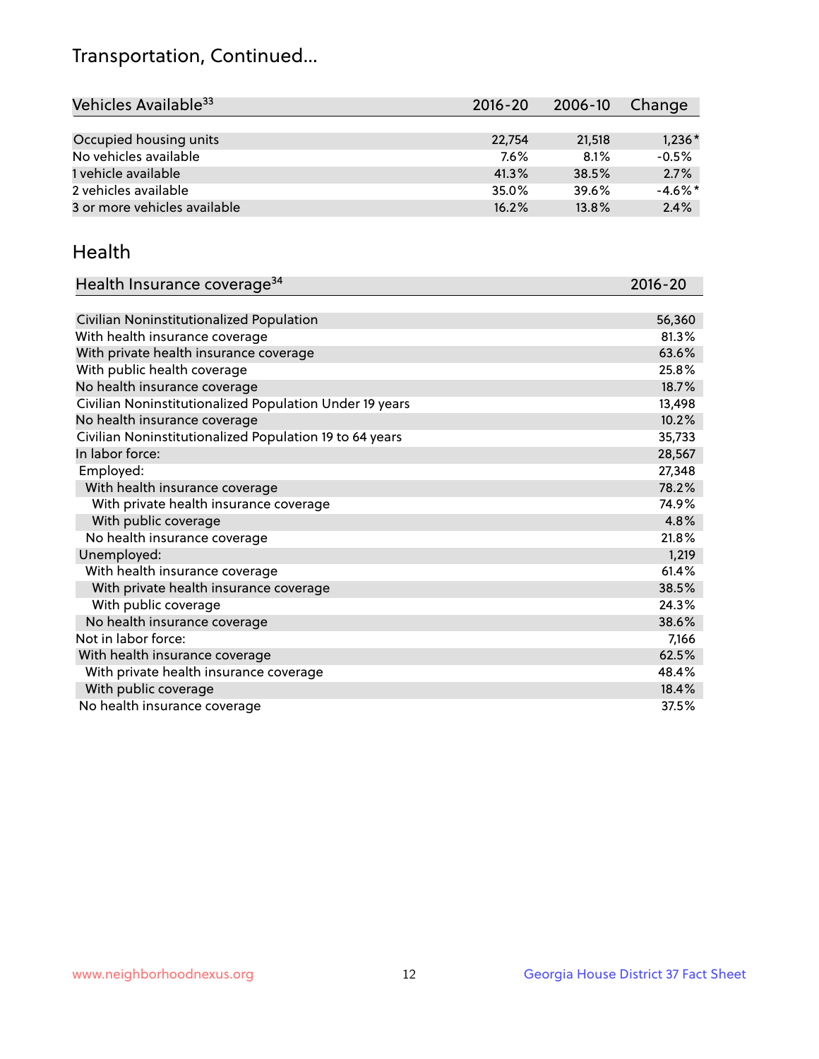## Transportation, Continued...

| Vehicles Available[33] | 2016-20 | 2006-10 | Change |
|---|---|---|---|
| Occupied housing units | 22,754 | 21,518 | 1,236* |
| No vehicles available | 7.6% | 8.1% | -0.5% |
| 1 vehicle available | 41.3% | 38.5% | 2.7% |
| 2 vehicles available | 35.0% | 39.6% | -4.6%* |
| 3 or more vehicles available | 16.2% | 13.8% | 2.4% |

## Health

| Health Insurance coverage[34] | 2016-20 |
|---|---|
| Civilian Noninstitutionalized Population | 56,360 |
| With health insurance coverage | 81.3% |
| With private health insurance coverage | 63.6% |
| With public health coverage | 25.8% |
| No health insurance coverage | 18.7% |
| Civilian Noninstitutionalized Population Under 19 years | 13,498 |
| No health insurance coverage | 10.2% |
| Civilian Noninstitutionalized Population 19 to 64 years | 35,733 |
| In labor force: | 28,567 |
| Employed: | 27,348 |
| With health insurance coverage | 78.2% |
| With private health insurance coverage | 74.9% |
| With public coverage | 4.8% |
| No health insurance coverage | 21.8% |
| Unemployed: | 1,219 |
| With health insurance coverage | 61.4% |
| With private health insurance coverage | 38.5% |
| With public coverage | 24.3% |
| No health insurance coverage | 38.6% |
| Not in labor force: | 7,166 |
| With health insurance coverage | 62.5% |
| With private health insurance coverage | 48.4% |
| With public coverage | 18.4% |
| No health insurance coverage | 37.5% |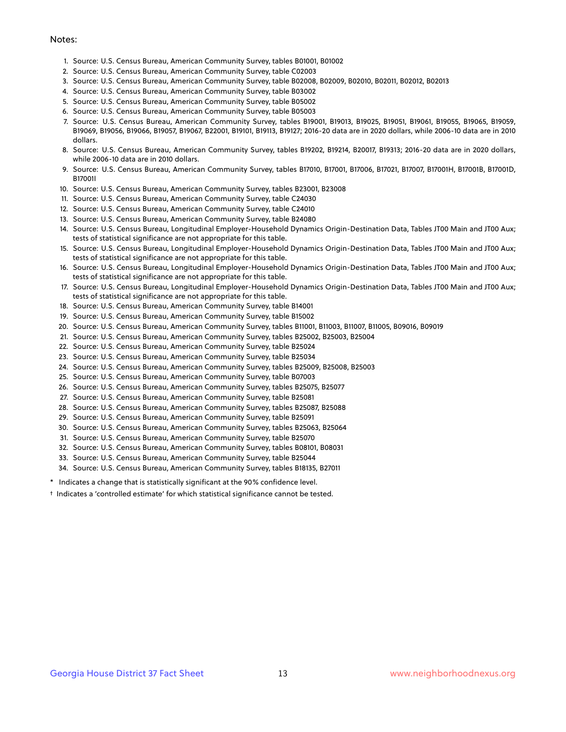Notes:

1. Source: U.S. Census Bureau, American Community Survey, tables B01001, B01002
2. Source: U.S. Census Bureau, American Community Survey, table C02003
3. Source: U.S. Census Bureau, American Community Survey, table B02008, B02009, B02010, B02011, B02012, B02013
4. Source: U.S. Census Bureau, American Community Survey, table B03002
5. Source: U.S. Census Bureau, American Community Survey, table B05002
6. Source: U.S. Census Bureau, American Community Survey, table B05003
7. Source: U.S. Census Bureau, American Community Survey, tables B19001, B19013, B19025, B19051, B19061, B19055, B19065, B19059, B19069, B19056, B19066, B19057, B19067, B22001, B19101, B19113, B19127; 2016-20 data are in 2020 dollars, while 2006-10 data are in 2010 dollars.
8. Source: U.S. Census Bureau, American Community Survey, tables B19202, B19214, B20017, B19313; 2016-20 data are in 2020 dollars, while 2006-10 data are in 2010 dollars.
9. Source: U.S. Census Bureau, American Community Survey, tables B17010, B17001, B17006, B17021, B17007, B17001H, B17001B, B17001D, B17001I
10. Source: U.S. Census Bureau, American Community Survey, tables B23001, B23008
11. Source: U.S. Census Bureau, American Community Survey, table C24030
12. Source: U.S. Census Bureau, American Community Survey, table C24010
13. Source: U.S. Census Bureau, American Community Survey, table B24080
14. Source: U.S. Census Bureau, Longitudinal Employer-Household Dynamics Origin-Destination Data, Tables JT00 Main and JT00 Aux; tests of statistical significance are not appropriate for this table.
15. Source: U.S. Census Bureau, Longitudinal Employer-Household Dynamics Origin-Destination Data, Tables JT00 Main and JT00 Aux; tests of statistical significance are not appropriate for this table.
16. Source: U.S. Census Bureau, Longitudinal Employer-Household Dynamics Origin-Destination Data, Tables JT00 Main and JT00 Aux; tests of statistical significance are not appropriate for this table.
17. Source: U.S. Census Bureau, Longitudinal Employer-Household Dynamics Origin-Destination Data, Tables JT00 Main and JT00 Aux; tests of statistical significance are not appropriate for this table.
18. Source: U.S. Census Bureau, American Community Survey, table B14001
19. Source: U.S. Census Bureau, American Community Survey, table B15002
20. Source: U.S. Census Bureau, American Community Survey, tables B11001, B11003, B11007, B11005, B09016, B09019
21. Source: U.S. Census Bureau, American Community Survey, tables B25002, B25003, B25004
22. Source: U.S. Census Bureau, American Community Survey, table B25024
23. Source: U.S. Census Bureau, American Community Survey, table B25034
24. Source: U.S. Census Bureau, American Community Survey, tables B25009, B25008, B25003
25. Source: U.S. Census Bureau, American Community Survey, table B07003
26. Source: U.S. Census Bureau, American Community Survey, tables B25075, B25077
27. Source: U.S. Census Bureau, American Community Survey, table B25081
28. Source: U.S. Census Bureau, American Community Survey, tables B25087, B25088
29. Source: U.S. Census Bureau, American Community Survey, table B25091
30. Source: U.S. Census Bureau, American Community Survey, tables B25063, B25064
31. Source: U.S. Census Bureau, American Community Survey, table B25070
32. Source: U.S. Census Bureau, American Community Survey, tables B08101, B08031
33. Source: U.S. Census Bureau, American Community Survey, table B25044
34. Source: U.S. Census Bureau, American Community Survey, tables B18135, B27011

\* Indicates a change that is statistically significant at the 90% confidence level.

† Indicates a 'controlled estimate' for which statistical significance cannot be tested.